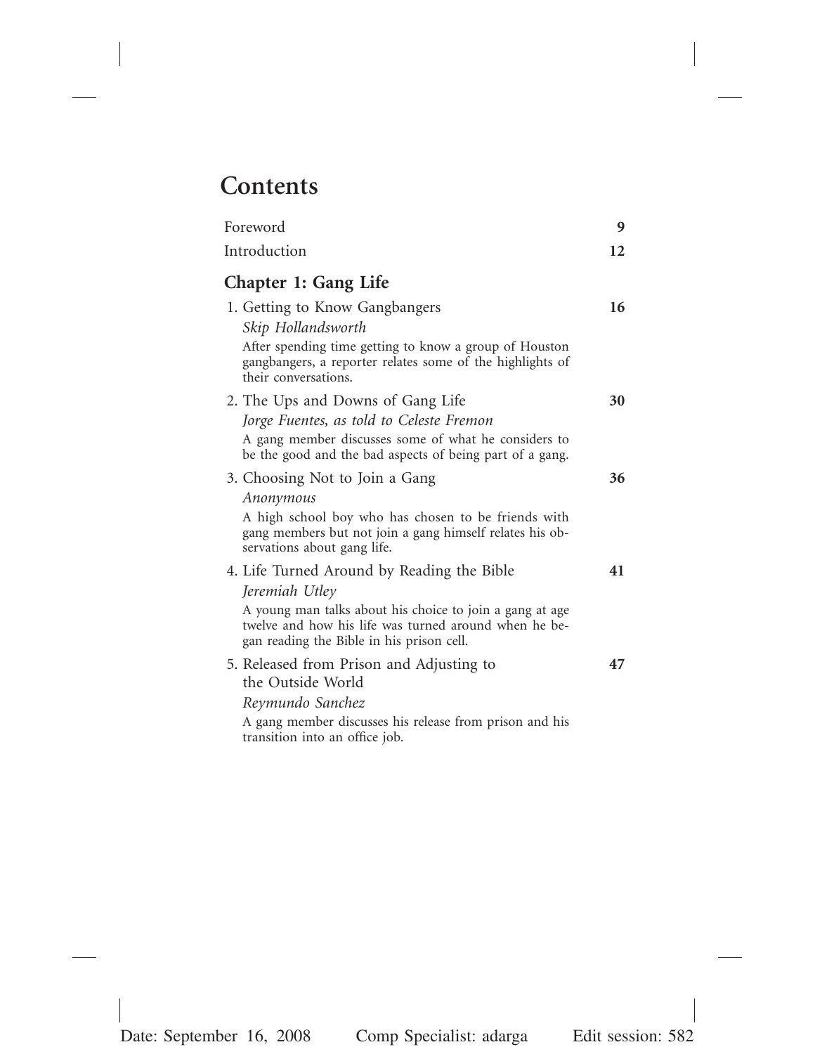# Contents

| | |
|---|---|
| Foreword | **9** |
| Introduction | **12** |

## Chapter 1: Gang Life

1. Getting to Know Gangbangers **16**
   *Skip Hollandsworth*
   After spending time getting to know a group of Houston gangbangers, a reporter relates some of the highlights of their conversations.

2. The Ups and Downs of Gang Life **30**
   *Jorge Fuentes, as told to Celeste Fremon*
   A gang member discusses some of what he considers to be the good and the bad aspects of being part of a gang.

3. Choosing Not to Join a Gang **36**
   *Anonymous*
   A high school boy who has chosen to be friends with gang members but not join a gang himself relates his observations about gang life.

4. Life Turned Around by Reading the Bible **41**
   *Jeremiah Utley*
   A young man talks about his choice to join a gang at age twelve and how his life was turned around when he began reading the Bible in his prison cell.

5. Released from Prison and Adjusting to the Outside World **47**
   *Reymundo Sanchez*
   A gang member discusses his release from prison and his transition into an office job.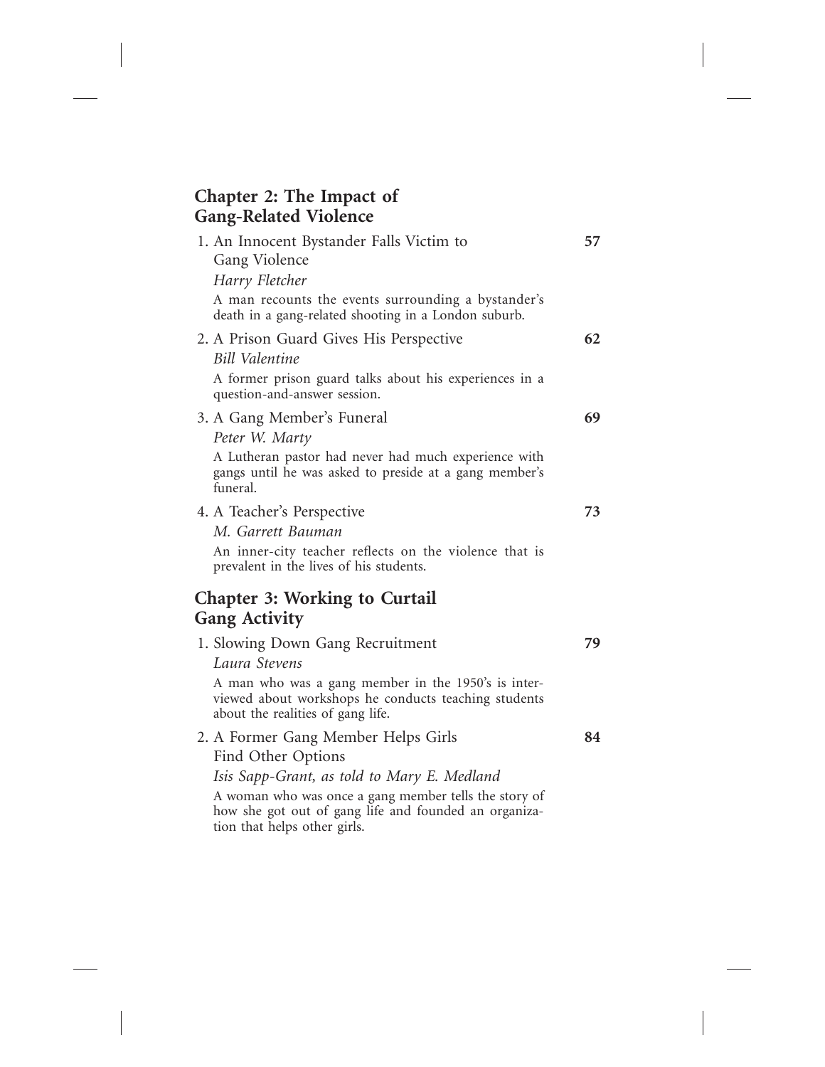## Chapter 2: The Impact of Gang-Related Violence

1. An Innocent Bystander Falls Victim to Gang Violence — **57**
   *Harry Fletcher*
   A man recounts the events surrounding a bystander's death in a gang-related shooting in a London suburb.

2. A Prison Guard Gives His Perspective — **62**
   *Bill Valentine*
   A former prison guard talks about his experiences in a question-and-answer session.

3. A Gang Member's Funeral — **69**
   *Peter W. Marty*
   A Lutheran pastor had never had much experience with gangs until he was asked to preside at a gang member's funeral.

4. A Teacher's Perspective — **73**
   *M. Garrett Bauman*
   An inner-city teacher reflects on the violence that is prevalent in the lives of his students.

## Chapter 3: Working to Curtail Gang Activity

1. Slowing Down Gang Recruitment — **79**
   *Laura Stevens*
   A man who was a gang member in the 1950's is interviewed about workshops he conducts teaching students about the realities of gang life.

2. A Former Gang Member Helps Girls Find Other Options — **84**
   *Isis Sapp-Grant, as told to Mary E. Medland*
   A woman who was once a gang member tells the story of how she got out of gang life and founded an organization that helps other girls.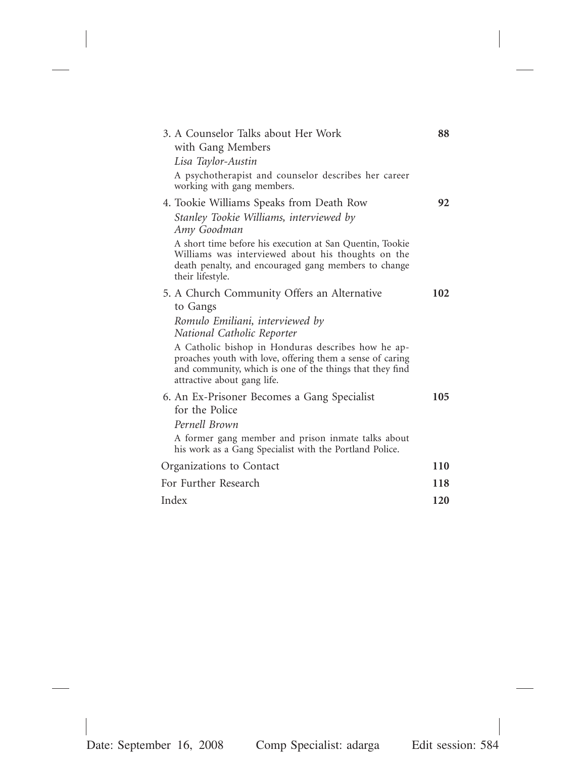3. A Counselor Talks about Her Work with Gang Members **88**
*Lisa Taylor-Austin*
A psychotherapist and counselor describes her career working with gang members.

4. Tookie Williams Speaks from Death Row **92**
*Stanley Tookie Williams, interviewed by Amy Goodman*
A short time before his execution at San Quentin, Tookie Williams was interviewed about his thoughts on the death penalty, and encouraged gang members to change their lifestyle.

5. A Church Community Offers an Alternative to Gangs **102**
*Romulo Emiliani, interviewed by National Catholic Reporter*
A Catholic bishop in Honduras describes how he approaches youth with love, offering them a sense of caring and community, which is one of the things that they find attractive about gang life.

6. An Ex-Prisoner Becomes a Gang Specialist for the Police **105**
*Pernell Brown*
A former gang member and prison inmate talks about his work as a Gang Specialist with the Portland Police.

Organizations to Contact **110**

For Further Research **118**

Index **120**